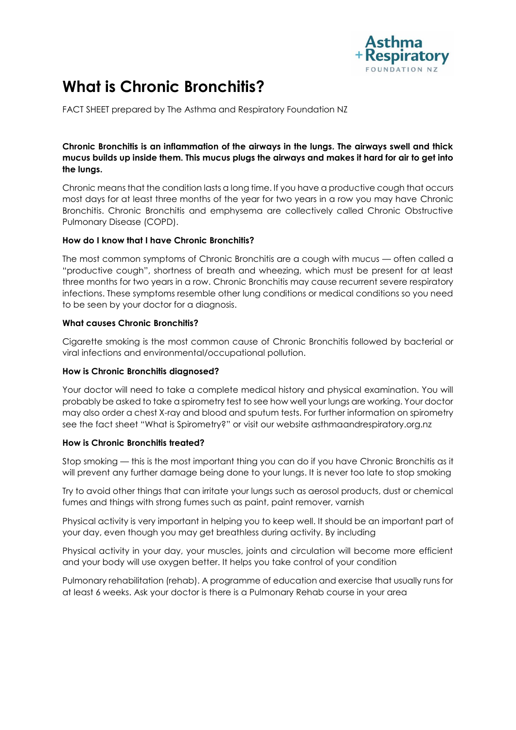# What is Chronic Bronchitis?

FACT SHEET prepared by The Asthma and Respiratory Foundation NZ

**Chronic Bronchitis is an inflammation of the airways in the lungs. The airways swell and thick mucus builds up inside them. This mucus plugs the airways and makes it hard for air to get into the lungs.**

Chronic means that the condition lasts a long time. If you have a productive cough that occurs most days for at least three months of the year for two years in a row you may have Chronic Bronchitis. Chronic Bronchitis and emphysema are collectively called Chronic Obstructive Pulmonary Disease (COPD).

**How do I know that I have Chronic Bronchitis?**

The most common symptoms of Chronic Bronchitis are a cough with mucus — often called a "productive cough", shortness of breath and wheezing, which must be present for at least three months for two years in a row. Chronic Bronchitis may cause recurrent severe respiratory infections. These symptoms resemble other lung conditions or medical conditions so you need to be seen by your doctor for a diagnosis.

**What causes Chronic Bronchitis?**

Cigarette smoking is the most common cause of Chronic Bronchitis followed by bacterial or viral infections and environmental/occupational pollution.

**How is Chronic Bronchitis diagnosed?**

Your doctor will need to take a complete medical history and physical examination. You will probably be asked to take a spirometry test to see how well your lungs are working. Your doctor may also order a chest X-ray and blood and sputum tests. For further information on spirometry see the fact sheet "What is Spirometry?" or visit our website asthmaandrespiratory.org.nz

**How is Chronic Bronchitis treated?**

Stop smoking — this is the most important thing you can do if you have Chronic Bronchitis as it will prevent any further damage being done to your lungs. It is never too late to stop smoking

Try to avoid other things that can irritate your lungs such as aerosol products, dust or chemical fumes and things with strong fumes such as paint, paint remover, varnish

Physical activity is very important in helping you to keep well. It should be an important part of your day, even though you may get breathless during activity. By including

Physical activity in your day, your muscles, joints and circulation will become more efficient and your body will use oxygen better. It helps you take control of your condition

Pulmonary rehabilitation (rehab). A programme of education and exercise that usually runs for at least 6 weeks. Ask your doctor is there is a Pulmonary Rehab course in your area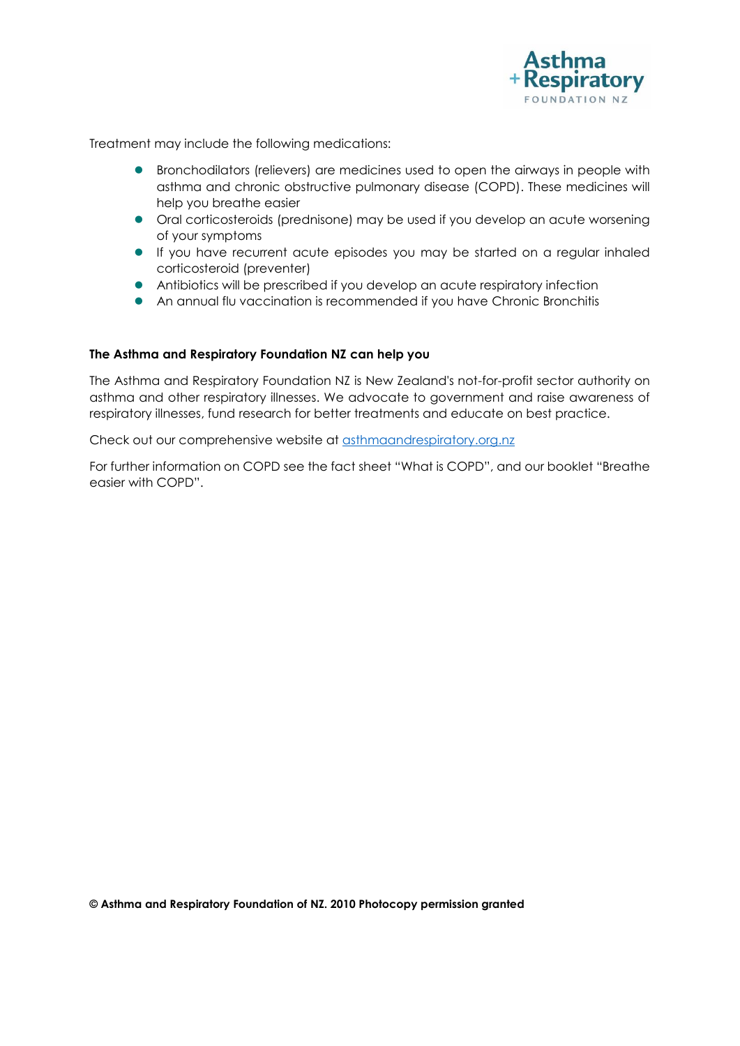Treatment may include the following medications:

- Bronchodilators (relievers) are medicines used to open the airways in people with asthma and chronic obstructive pulmonary disease (COPD). These medicines will help you breathe easier
- Oral corticosteroids (prednisone) may be used if you develop an acute worsening of your symptoms
- If you have recurrent acute episodes you may be started on a regular inhaled corticosteroid (preventer)
- Antibiotics will be prescribed if you develop an acute respiratory infection
- An annual flu vaccination is recommended if you have Chronic Bronchitis

**The Asthma and Respiratory Foundation NZ can help you**

The Asthma and Respiratory Foundation NZ is New Zealand's not-for-profit sector authority on asthma and other respiratory illnesses. We advocate to government and raise awareness of respiratory illnesses, fund research for better treatments and educate on best practice.

Check out our comprehensive website at [asthmaandrespiratory.org.nz](asthmaandrespiratory.org.nz)

For further information on COPD see the fact sheet "What is COPD", and our booklet "Breathe easier with COPD".

**© Asthma and Respiratory Foundation of NZ. 2010 Photocopy permission granted**